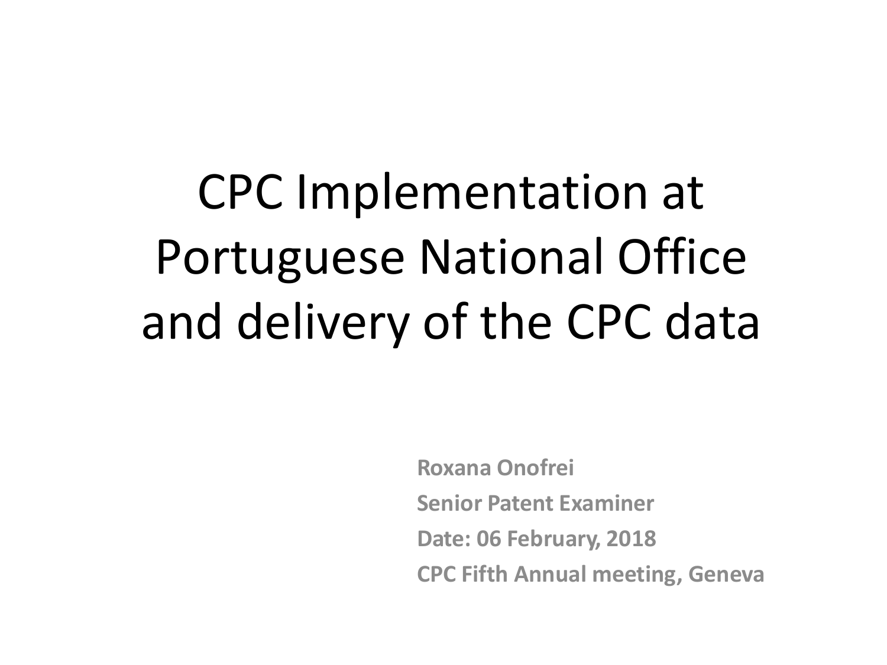# CPC Implementation at Portuguese National Office and delivery of the CPC data

**Roxana Onofrei**

**Senior Patent Examiner**

**Date: 06 February, 2018**

**CPC Fifth Annual meeting, Geneva**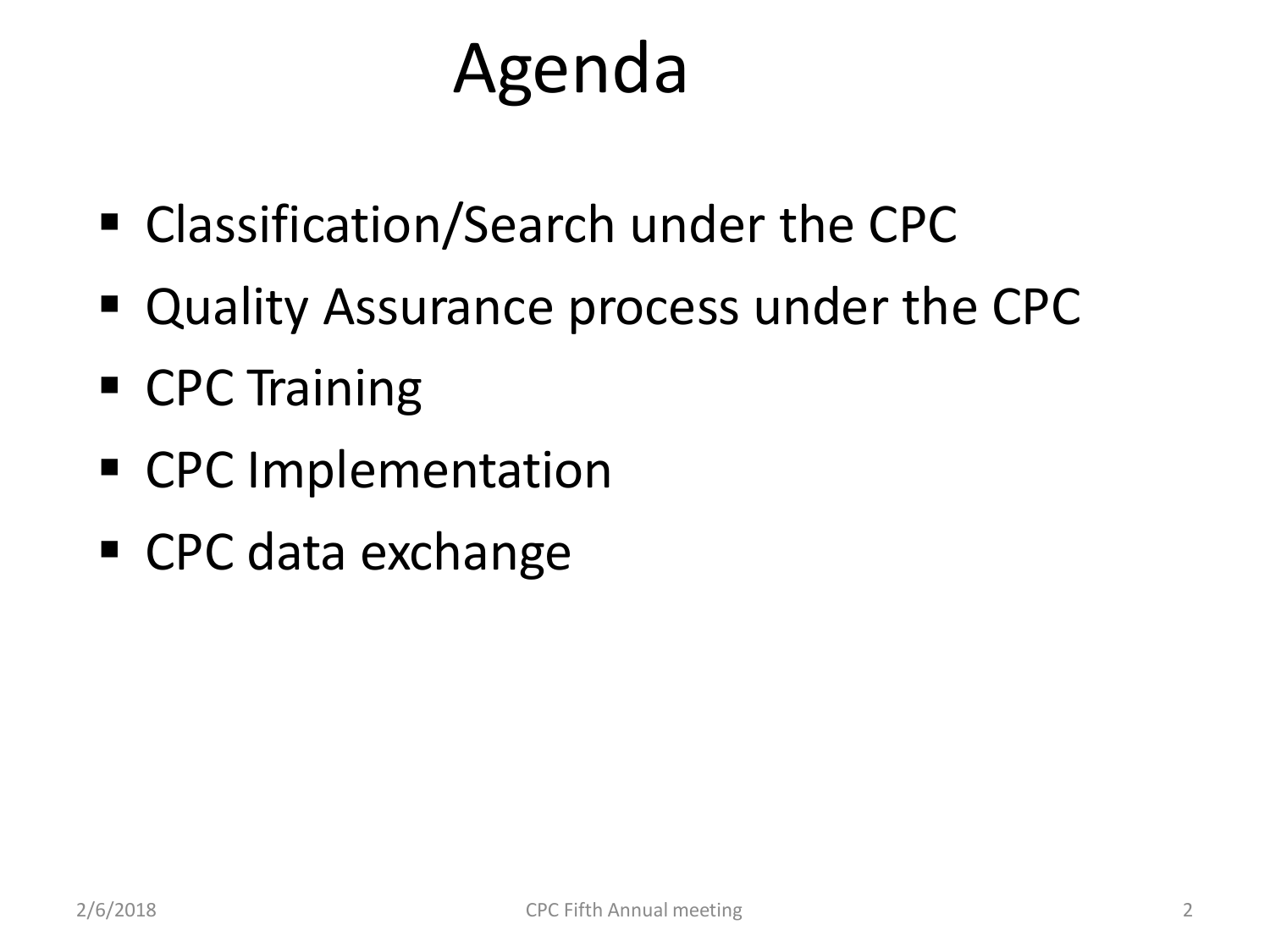# Agenda

- Classification/Search under the CPC
- Quality Assurance process under the CPC
- CPC Training
- CPC Implementation
- CPC data exchange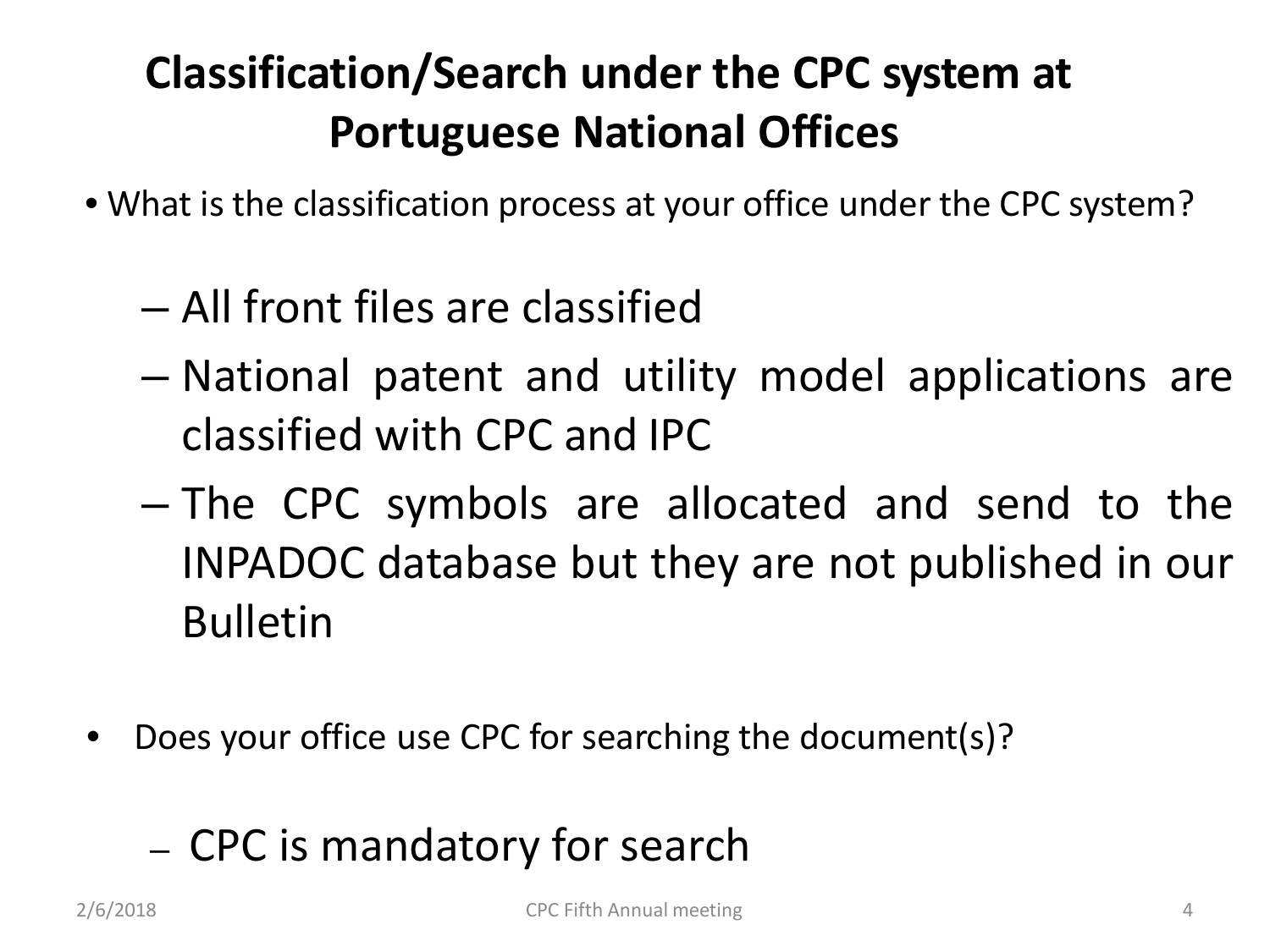# Classification/Search under the CPC system at Portuguese National Offices

- What is the classification process at your office under the CPC system?
  - All front files are classified
  - National patent and utility model applications are classified with CPC and IPC
  - The CPC symbols are allocated and send to the INPADOC database but they are not published in our Bulletin

- Does your office use CPC for searching the document(s)?
  - CPC is mandatory for search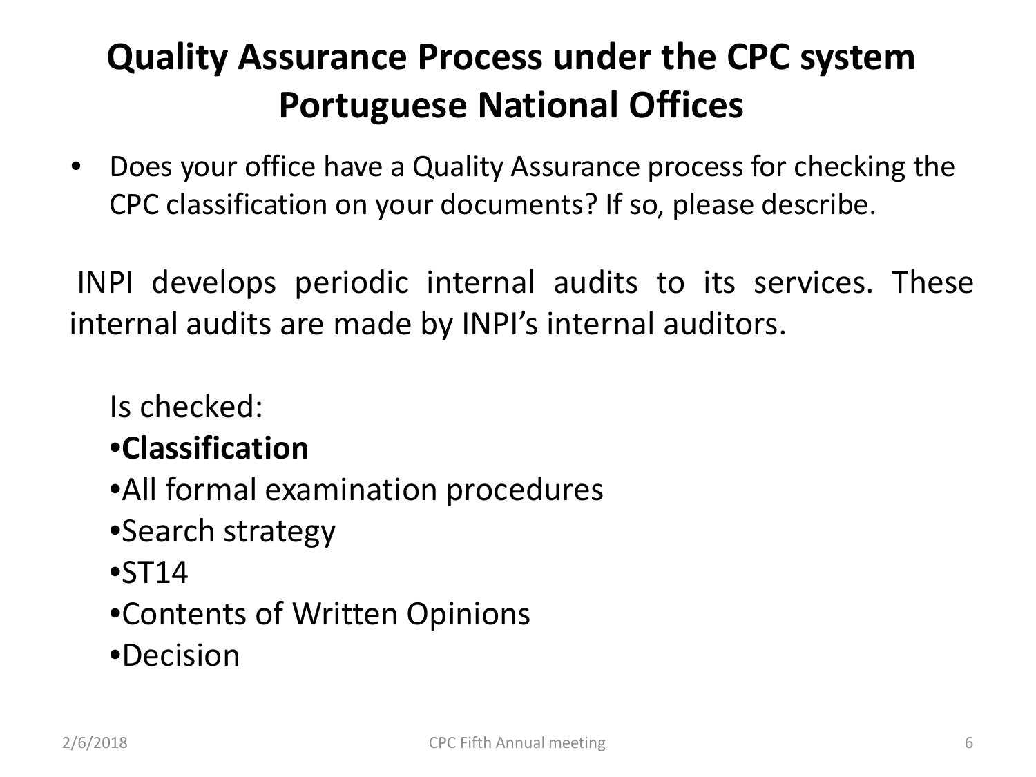# Quality Assurance Process under the CPC system Portuguese National Offices

- Does your office have a Quality Assurance process for checking the CPC classification on your documents? If so, please describe.

INPI develops periodic internal audits to its services. These internal audits are made by INPI's internal auditors.

Is checked:

- **Classification**
- All formal examination procedures
- Search strategy
- ST14
- Contents of Written Opinions
- Decision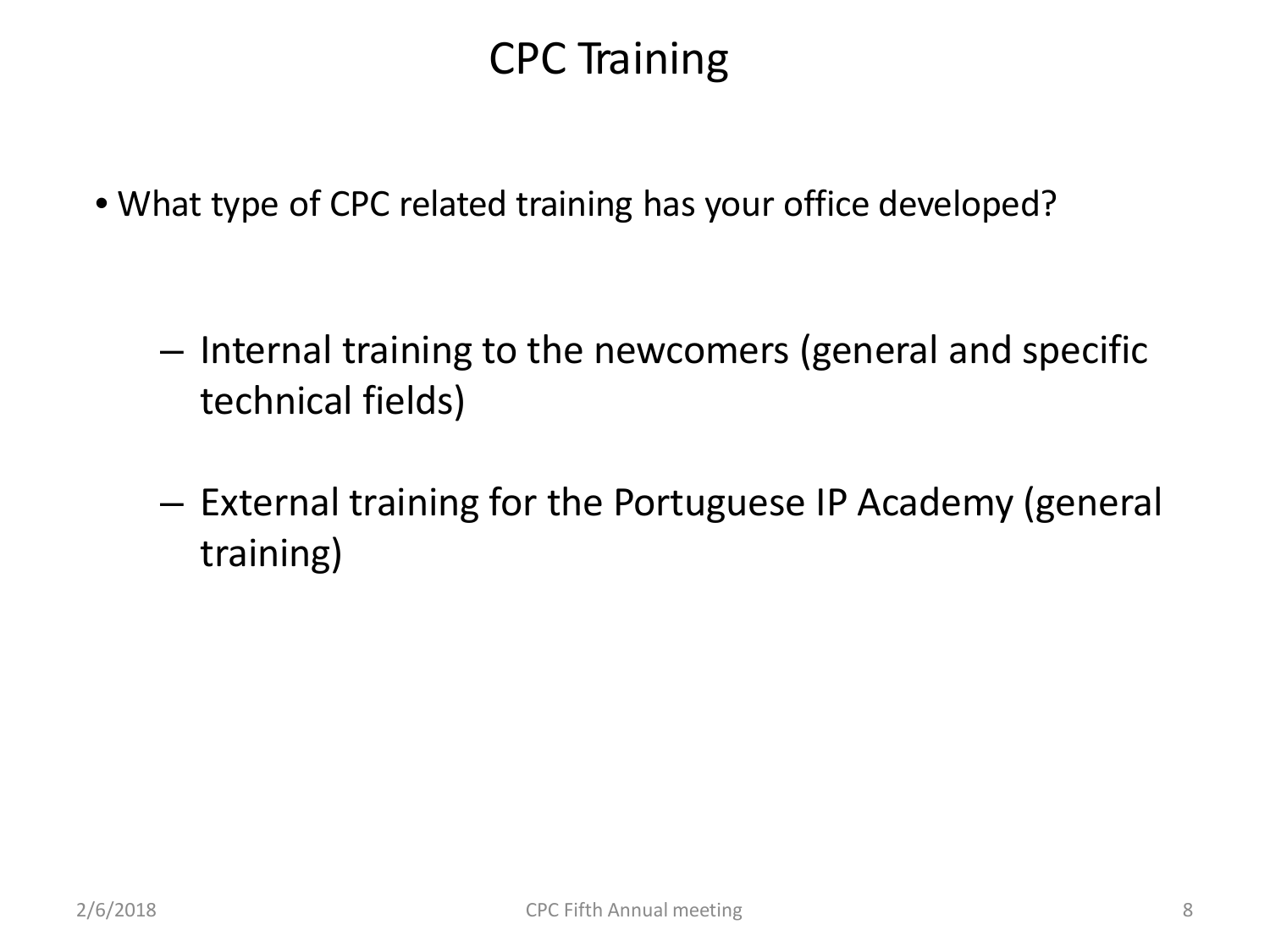# CPC Training

- What type of CPC related training has your office developed?
  - Internal training to the newcomers (general and specific technical fields)
  - External training for the Portuguese IP Academy (general training)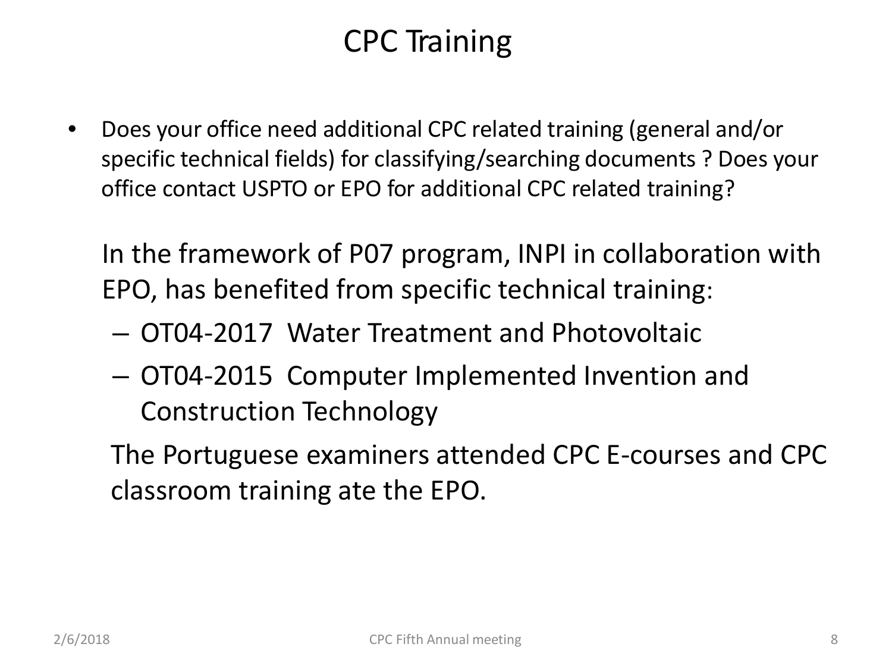# CPC Training

- Does your office need additional CPC related training (general and/or specific technical fields) for classifying/searching documents ? Does your office contact USPTO or EPO for additional CPC related training?

  In the framework of P07 program, INPI in collaboration with EPO, has benefited from specific technical training:

  - OT04-2017 Water Treatment and Photovoltaic
  - OT04-2015 Computer Implemented Invention and Construction Technology

  The Portuguese examiners attended CPC E-courses and CPC classroom training ate the EPO.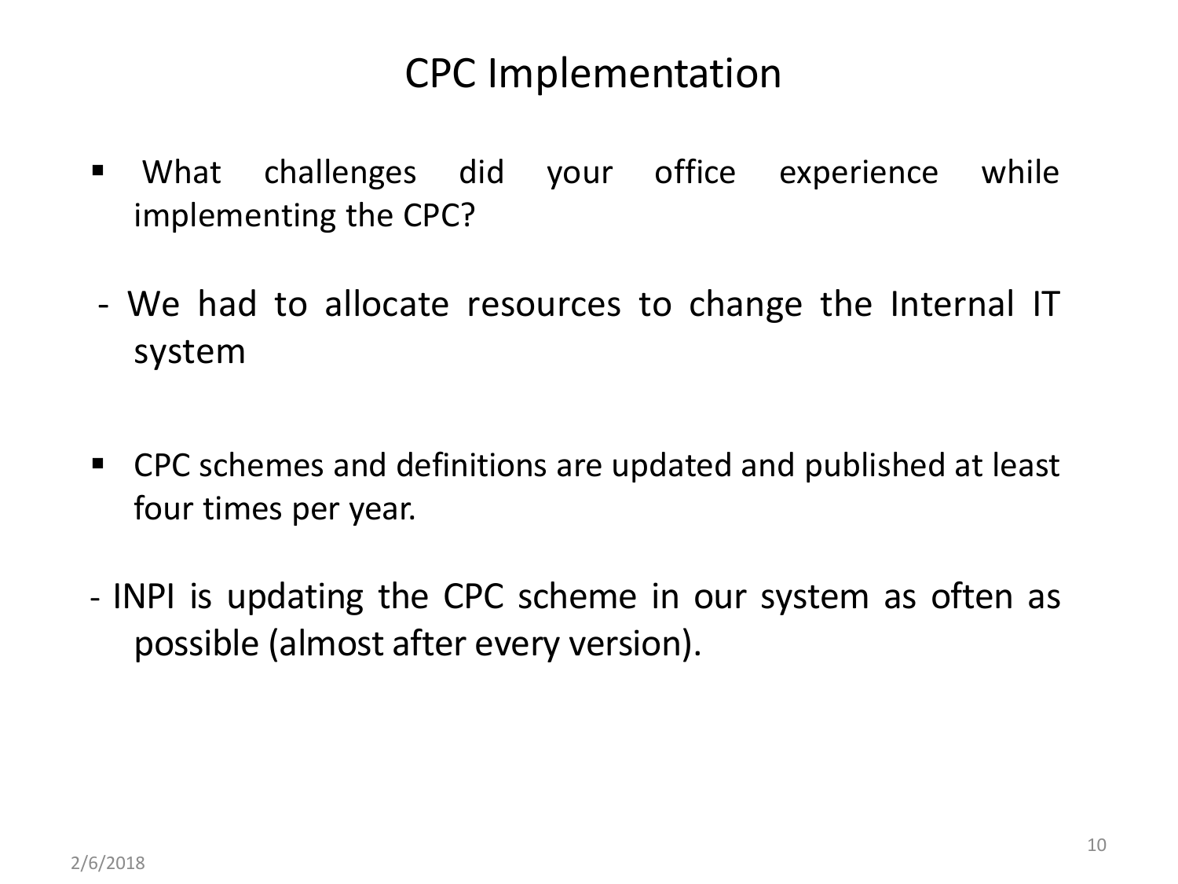# CPC Implementation

- What challenges did your office experience while implementing the CPC?

- We had to allocate resources to change the Internal IT system

- CPC schemes and definitions are updated and published at least four times per year.

- INPI is updating the CPC scheme in our system as often as possible (almost after every version).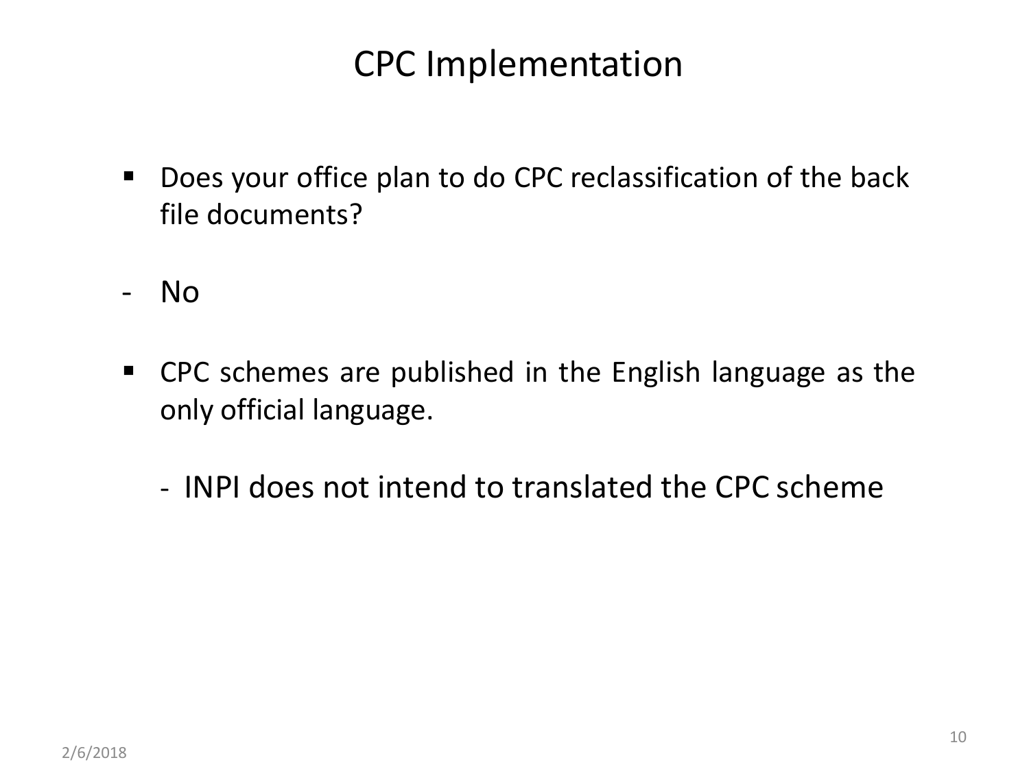# CPC Implementation

- Does your office plan to do CPC reclassification of the back file documents?

- No

- CPC schemes are published in the English language as the only official language.

  - INPI does not intend to translated the CPC scheme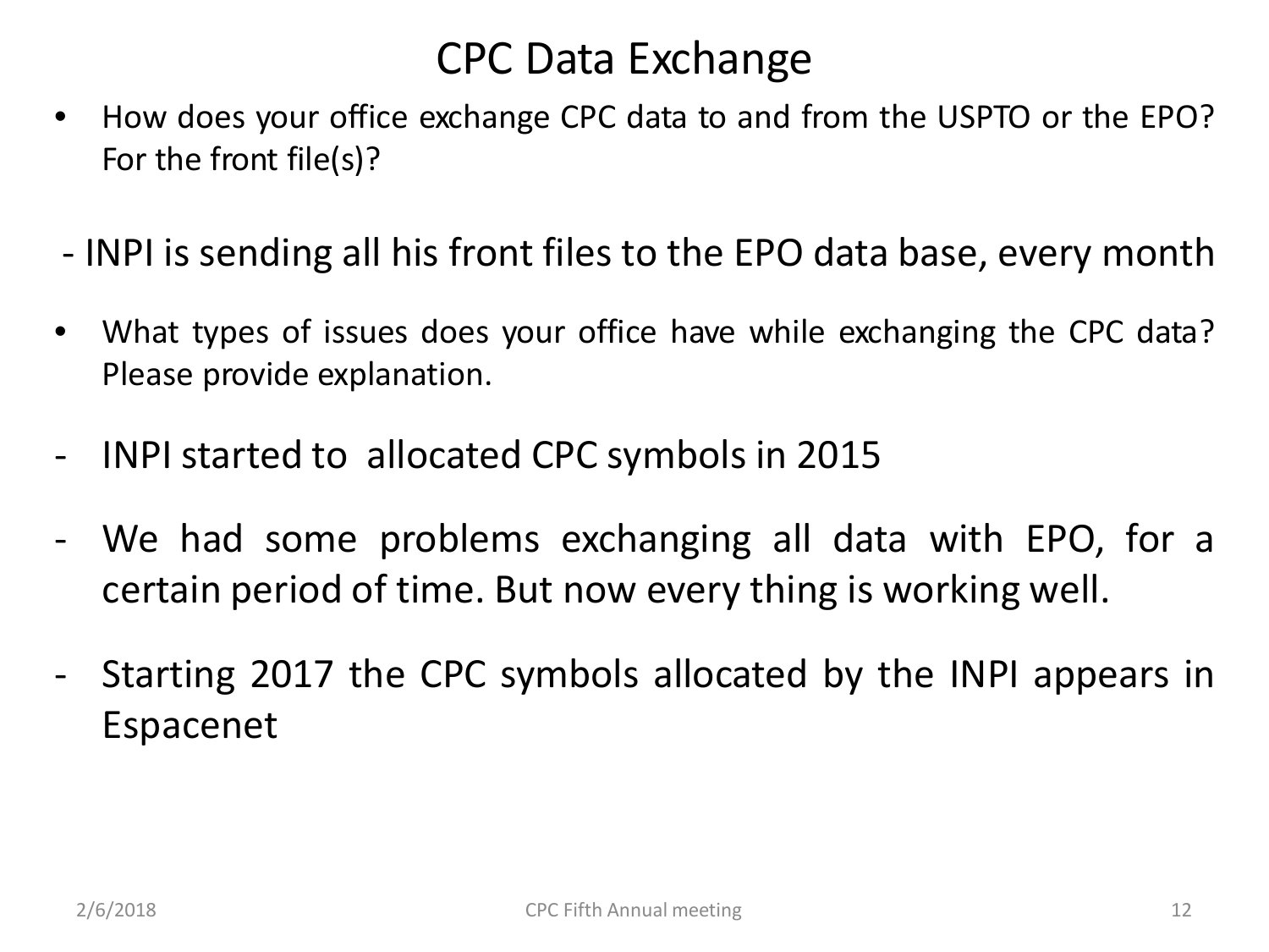# CPC Data Exchange

- How does your office exchange CPC data to and from the USPTO or the EPO? For the front file(s)?

- INPI is sending all his front files to the EPO data base, every month

- What types of issues does your office have while exchanging the CPC data? Please provide explanation.

- INPI started to  allocated CPC symbols in 2015
- We had some problems exchanging all data with EPO, for a certain period of time. But now every thing is working well.
- Starting 2017 the CPC symbols allocated by the INPI appears in Espacenet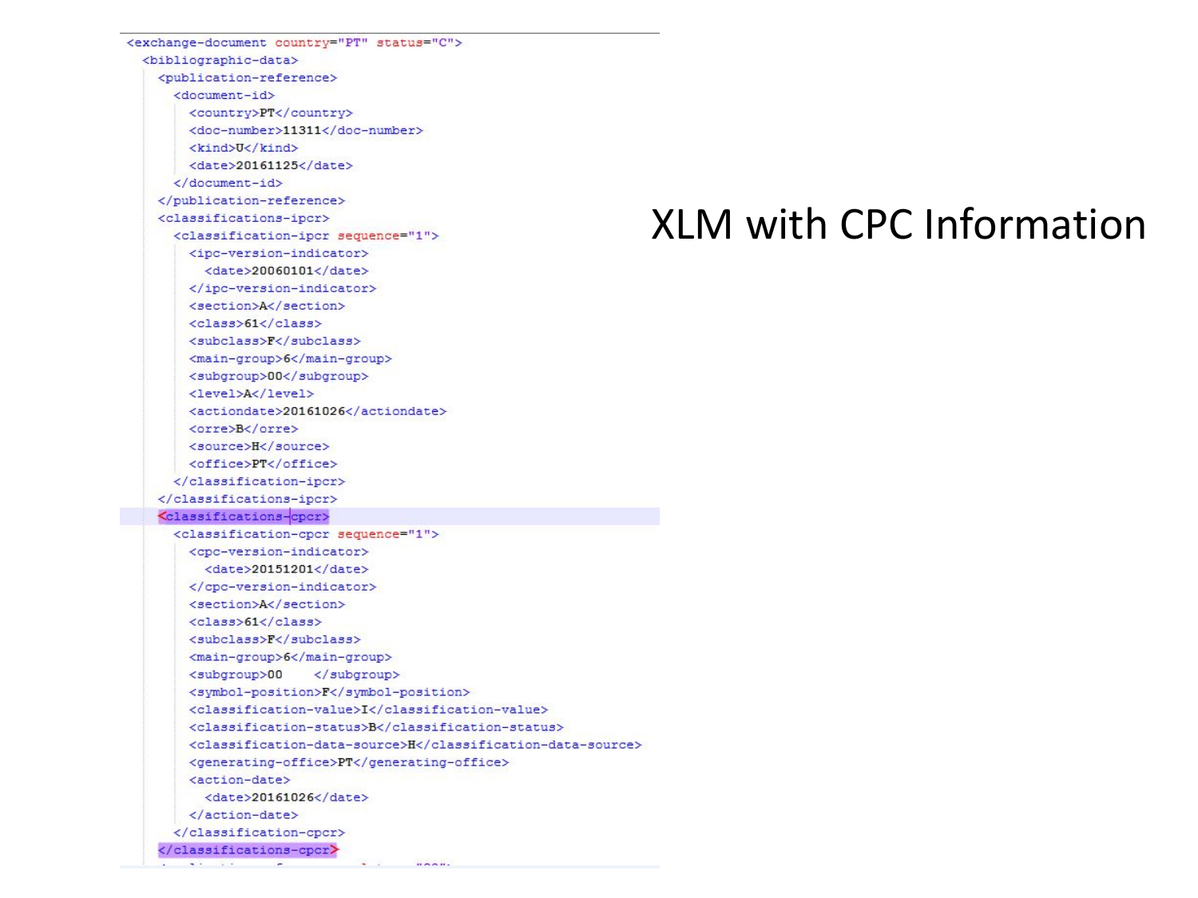# XLM with CPC Information

```xml
<exchange-document country="PT" status="C">
  <bibliographic-data>
    <publication-reference>
      <document-id>
        <country>PT</country>
        <doc-number>11311</doc-number>
        <kind>U</kind>
        <date>20161125</date>
      </document-id>
    </publication-reference>
    <classifications-ipcr>
      <classification-ipcr sequence="1">
        <ipc-version-indicator>
          <date>20060101</date>
        </ipc-version-indicator>
        <section>A</section>
        <class>61</class>
        <subclass>F</subclass>
        <main-group>6</main-group>
        <subgroup>00</subgroup>
        <level>A</level>
        <actiondate>20161026</actiondate>
        <orre>B</orre>
        <source>H</source>
        <office>PT</office>
      </classification-ipcr>
    </classifications-ipcr>
    <classifications-cpcr>
      <classification-cpcr sequence="1">
        <cpc-version-indicator>
          <date>20151201</date>
        </cpc-version-indicator>
        <section>A</section>
        <class>61</class>
        <subclass>F</subclass>
        <main-group>6</main-group>
        <subgroup>00     </subgroup>
        <symbol-position>F</symbol-position>
        <classification-value>I</classification-value>
        <classification-status>B</classification-status>
        <classification-data-source>H</classification-data-source>
        <generating-office>PT</generating-office>
        <action-date>
          <date>20161026</date>
        </action-date>
      </classification-cpcr>
    </classifications-cpcr>
```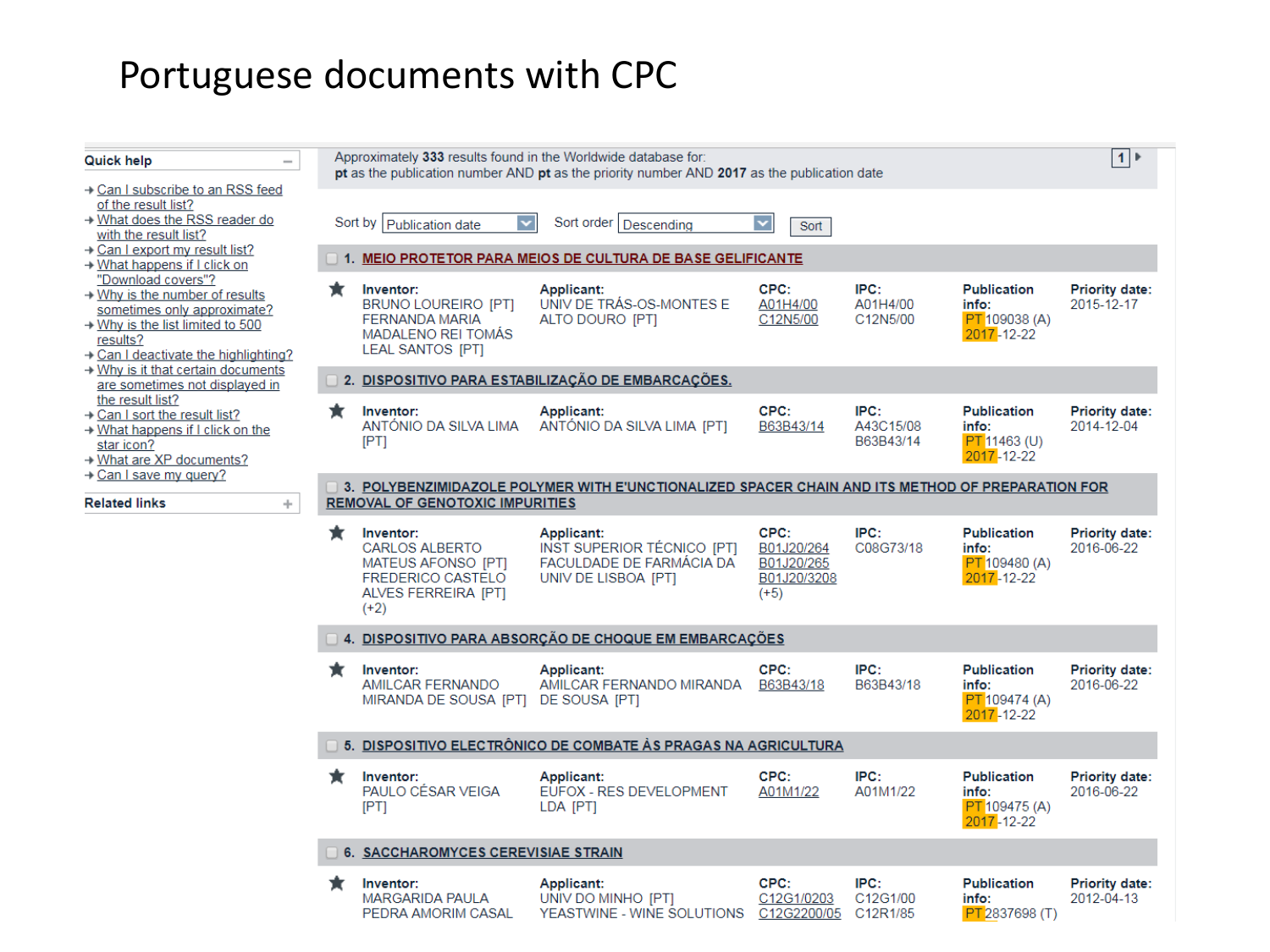# Portuguese documents with CPC

**Quick help**

- Can I subscribe to an RSS feed of the result list?
- What does the RSS reader do with the result list?
- Can I export my result list?
- What happens if I click on "Download covers"?
- Why is the number of results sometimes only approximate?
- Why is the list limited to 500 results?
- Can I deactivate the highlighting?
- Why is it that certain documents are sometimes not displayed in the result list?
- Can I sort the result list?
- What happens if I click on the star icon?
- What are XP documents?
- Can I save my query?

**Related links**

Approximately **333** results found in the Worldwide database for:
**pt** as the publication number AND **pt** as the priority number AND **2017** as the publication date

Sort by: Publication date | Sort order: Descending | Sort

**1. MEIO PROTETOR PARA MEIOS DE CULTURA DE BASE GELIFICANTE**

| Inventor: | Applicant: | CPC: | IPC: | Publication info: | Priority date: |
|---|---|---|---|---|---|
| BRUNO LOUREIRO [PT] FERNANDA MARIA MADALENO REI TOMÁS LEAL SANTOS [PT] | UNIV DE TRÁS-OS-MONTES E ALTO DOURO [PT] | A01H4/00 C12N5/00 | A01H4/00 C12N5/00 | PT109038 (A) 2017-12-22 | 2015-12-17 |

**2. DISPOSITIVO PARA ESTABILIZAÇÃO DE EMBARCAÇÕES.**

| Inventor: | Applicant: | CPC: | IPC: | Publication info: | Priority date: |
|---|---|---|---|---|---|
| ANTÓNIO DA SILVA LIMA [PT] | ANTÓNIO DA SILVA LIMA [PT] | B63B43/14 | A43C15/08 B63B43/14 | PT11463 (U) 2017-12-22 | 2014-12-04 |

**3. POLYBENZIMIDAZOLE POLYMER WITH E'UNCTIONALIZED SPACER CHAIN AND ITS METHOD OF PREPARATION FOR REMOVAL OF GENOTOXIC IMPURITIES**

| Inventor: | Applicant: | CPC: | IPC: | Publication info: | Priority date: |
|---|---|---|---|---|---|
| CARLOS ALBERTO MATEUS AFONSO [PT] FREDERICO CASTELO ALVES FERREIRA [PT] (+2) | INST SUPERIOR TÉCNICO [PT] FACULDADE DE FARMÁCIA DA UNIV DE LISBOA [PT] | B01J20/264 B01J20/265 B01J20/3208 (+5) | C08G73/18 | PT109480 (A) 2017-12-22 | 2016-06-22 |

**4. DISPOSITIVO PARA ABSORÇÃO DE CHOQUE EM EMBARCAÇÕES**

| Inventor: | Applicant: | CPC: | IPC: | Publication info: | Priority date: |
|---|---|---|---|---|---|
| AMILCAR FERNANDO MIRANDA DE SOUSA [PT] | AMILCAR FERNANDO MIRANDA DE SOUSA [PT] | B63B43/18 | B63B43/18 | PT109474 (A) 2017-12-22 | 2016-06-22 |

**5. DISPOSITIVO ELECTRÓNICO DE COMBATE ÀS PRAGAS NA AGRICULTURA**

| Inventor: | Applicant: | CPC: | IPC: | Publication info: | Priority date: |
|---|---|---|---|---|---|
| PAULO CÉSAR VEIGA [PT] | EUFOX - RES DEVELOPMENT LDA [PT] | A01M1/22 | A01M1/22 | PT109475 (A) 2017-12-22 | 2016-06-22 |

**6. SACCHAROMYCES CEREVISIAE STRAIN**

| Inventor: | Applicant: | CPC: | IPC: | Publication info: | Priority date: |
|---|---|---|---|---|---|
| MARGARIDA PAULA PEDRA AMORIM CASAL | UNIV DO MINHO [PT] YEASTWINE - WINE SOLUTIONS | C12G1/0203 C12G2200/05 | C12G1/00 C12R1/85 | PT2837698 (T) | 2012-04-13 |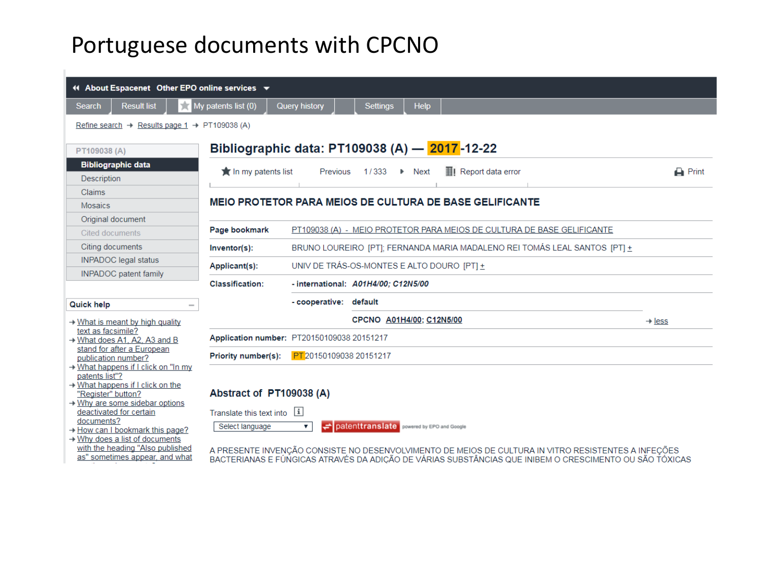# Portuguese documents with CPCNO

About Espacenet   Other EPO online services

Search | Result list | My patents list (0) | Query history | Settings | Help

Refine search → Results page 1 → PT109038 (A)

PT109038 (A)
- Bibliographic data
- Description
- Claims
- Mosaics
- Original document
- Cited documents
- Citing documents
- INPADOC legal status
- INPADOC patent family

Quick help
- What is meant by high quality text as facsimile?
- What does A1, A2, A3 and B stand for after a European publication number?
- What happens if I click on "In my patents list"?
- What happens if I click on the "Register" button?
- Why are some sidebar options deactivated for certain documents?
- How can I bookmark this page?
- Why does a list of documents with the heading "Also published as" sometimes appear, and what

## Bibliographic data: PT109038 (A) — 2017-12-22

In my patents list   Previous   1 / 333   Next   Report data error   Print

### MEIO PROTETOR PARA MEIOS DE CULTURA DE BASE GELIFICANTE

| | |
|---|---|
| **Page bookmark** | PT109038 (A) - MEIO PROTETOR PARA MEIOS DE CULTURA DE BASE GELIFICANTE |
| **Inventor(s):** | BRUNO LOUREIRO [PT]; FERNANDA MARIA MADALENO REI TOMÁS LEAL SANTOS [PT] + |
| **Applicant(s):** | UNIV DE TRÁS-OS-MONTES E ALTO DOURO [PT] + |
| **Classification:** | **- international:** *A01H4/00; C12N5/00* |
| | **- cooperative:** **default** |
| | **CPCNO** A01H4/00; C12N5/00   → less |
| **Application number:** | PT20150109038 20151217 |
| **Priority number(s):** | PT20150109038 20151217 |

### Abstract of PT109038 (A)

Translate this text into   Select language   patenttranslate powered by EPO and Google

A PRESENTE INVENÇÃO CONSISTE NO DESENVOLVIMENTO DE MEIOS DE CULTURA IN VITRO RESISTENTES A INFEÇÕES BACTERIANAS E FÚNGICAS ATRAVÉS DA ADIÇÃO DE VÁRIAS SUBSTÂNCIAS QUE INIBEM O CRESCIMENTO OU SÃO TÓXICAS